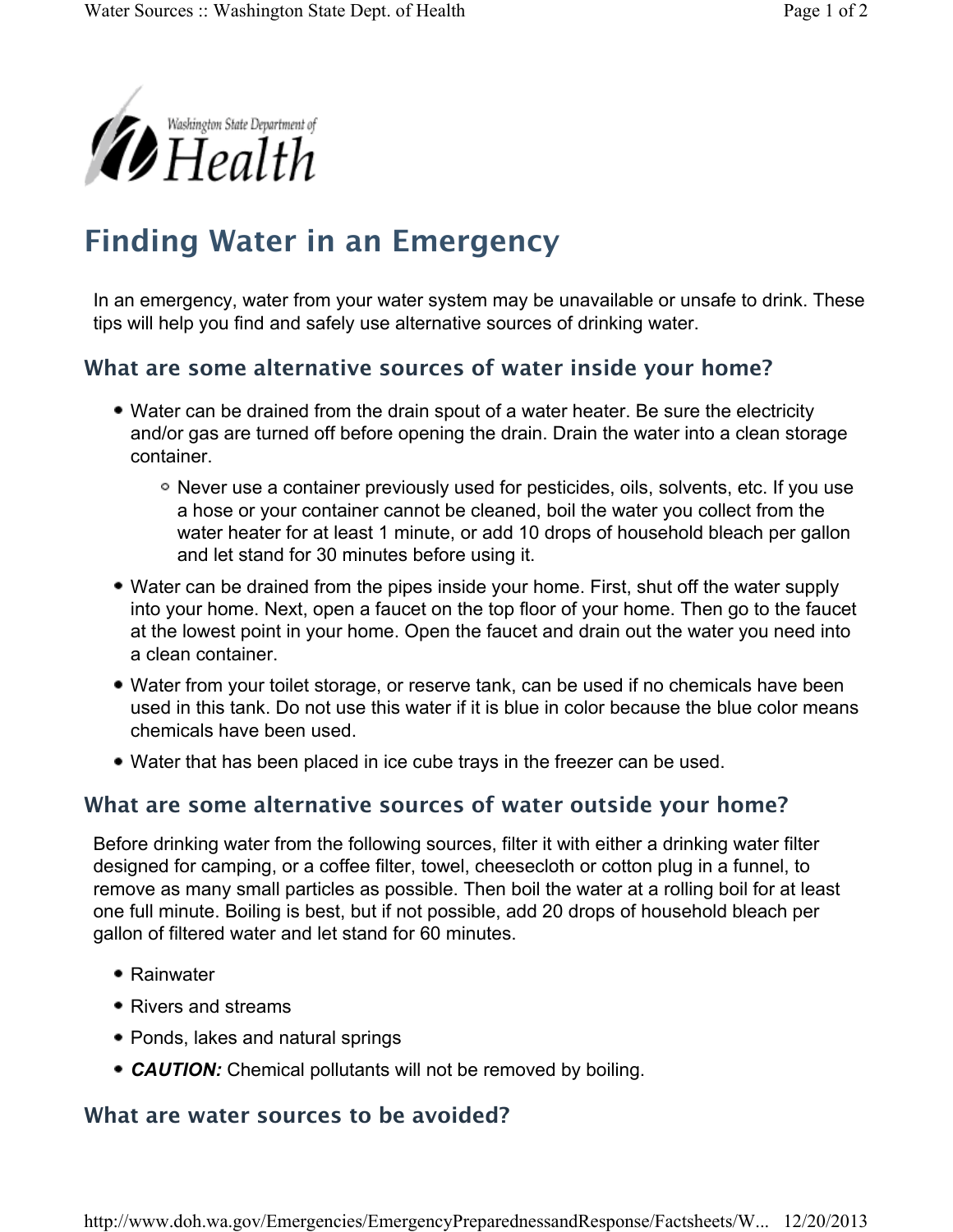Washington State Department of Health

# Finding Water in an Emergency

In an emergency, water from your water system may be unavailable or unsafe to drink. These tips will help you find and safely use alternative sources of drinking water.

## What are some alternative sources of water inside your home?

- Water can be drained from the drain spout of a water heater. Be sure the electricity and/or gas are turned off before opening the drain. Drain the water into a clean storage container.
  - Never use a container previously used for pesticides, oils, solvents, etc. If you use a hose or your container cannot be cleaned, boil the water you collect from the water heater for at least 1 minute, or add 10 drops of household bleach per gallon and let stand for 30 minutes before using it.
- Water can be drained from the pipes inside your home. First, shut off the water supply into your home. Next, open a faucet on the top floor of your home. Then go to the faucet at the lowest point in your home. Open the faucet and drain out the water you need into a clean container.
- Water from your toilet storage, or reserve tank, can be used if no chemicals have been used in this tank. Do not use this water if it is blue in color because the blue color means chemicals have been used.
- Water that has been placed in ice cube trays in the freezer can be used.

## What are some alternative sources of water outside your home?

Before drinking water from the following sources, filter it with either a drinking water filter designed for camping, or a coffee filter, towel, cheesecloth or cotton plug in a funnel, to remove as many small particles as possible. Then boil the water at a rolling boil for at least one full minute. Boiling is best, but if not possible, add 20 drops of household bleach per gallon of filtered water and let stand for 60 minutes.

- Rainwater
- Rivers and streams
- Ponds, lakes and natural springs
- ***CAUTION:*** Chemical pollutants will not be removed by boiling.

## What are water sources to be avoided?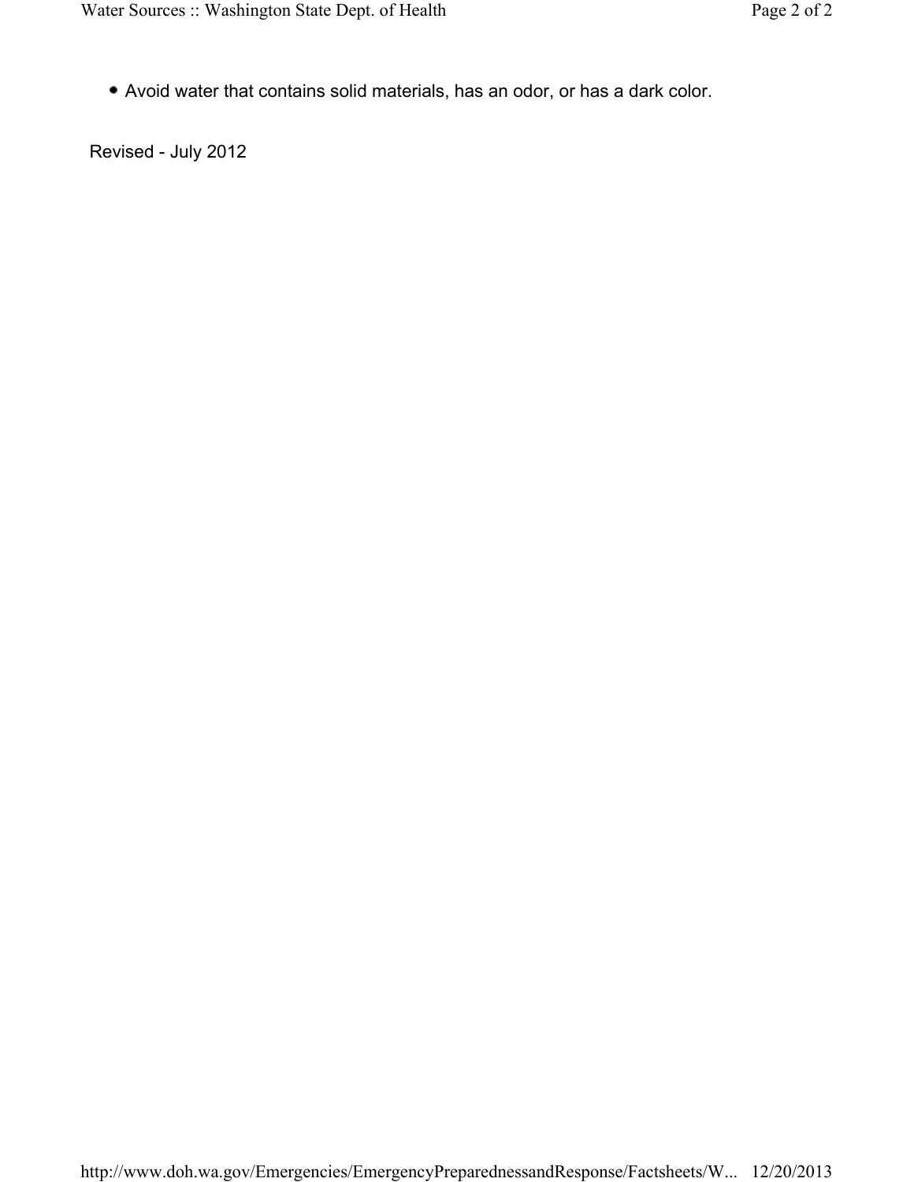- Avoid water that contains solid materials, has an odor, or has a dark color.

Revised - July 2012